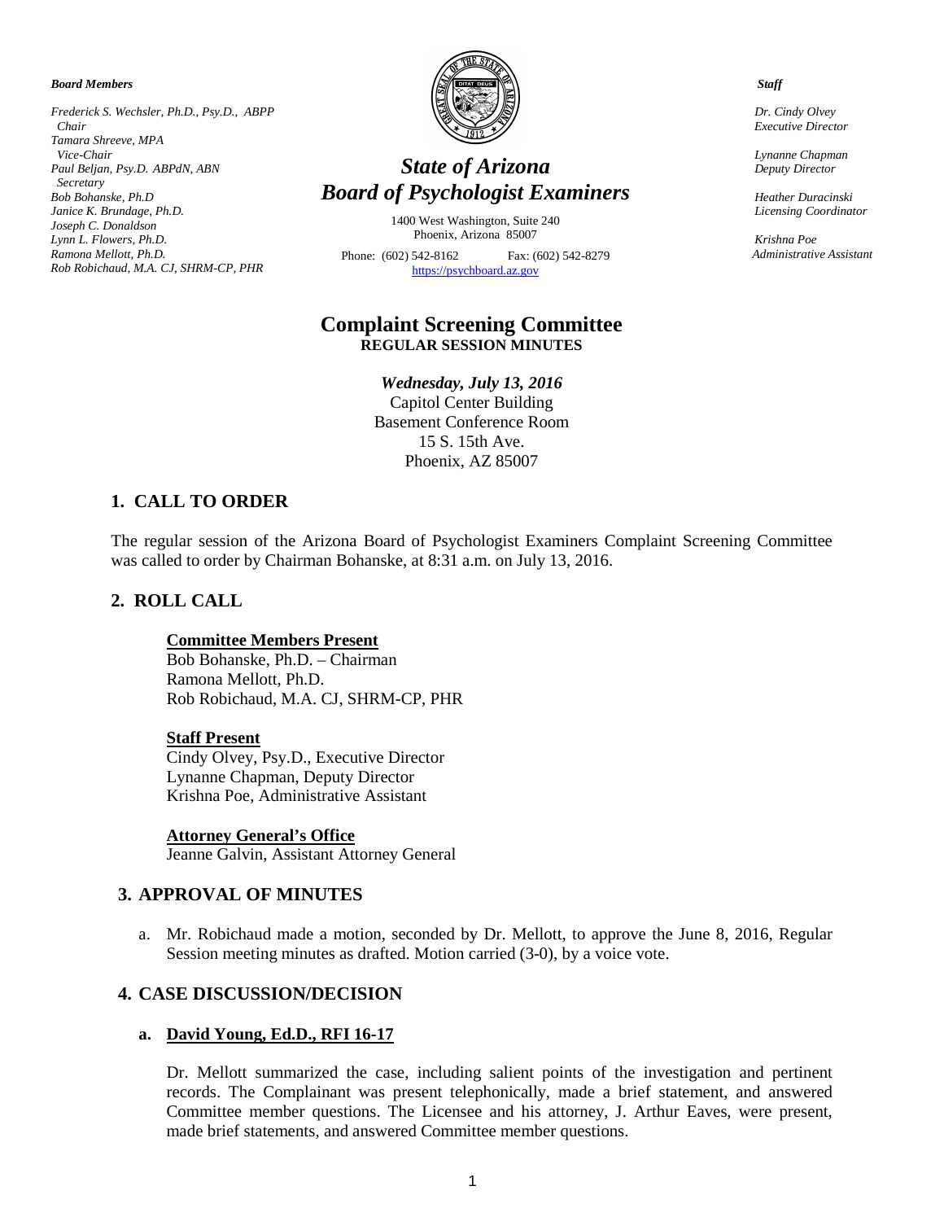*Board Members*

*Frederick S. Wechsler, Ph.D., Psy.D., ABPP*
*Chair*
*Tamara Shreeve, MPA*
*Vice-Chair*
*Paul Beljan, Psy.D. ABPdN, ABN*
*Secretary*
*Bob Bohanske, Ph.D*
*Janice K. Brundage, Ph.D.*
*Joseph C. Donaldson*
*Lynn L. Flowers, Ph.D.*
*Ramona Mellott, Ph.D.*
*Rob Robichaud, M.A. CJ, SHRM-CP, PHR*

# *State of Arizona*
# *Board of Psychologist Examiners*

1400 West Washington, Suite 240
Phoenix, Arizona 85007

Phone: (602) 542-8162 Fax: (602) 542-8279
https://psychboard.az.gov

*Staff*

*Dr. Cindy Olvey*
*Executive Director*

*Lynanne Chapman*
*Deputy Director*

*Heather Duracinski*
*Licensing Coordinator*

*Krishna Poe*
*Administrative Assistant*

## Complaint Screening Committee
**REGULAR SESSION MINUTES**

***Wednesday, July 13, 2016***
Capitol Center Building
Basement Conference Room
15 S. 15th Ave.
Phoenix, AZ 85007

## 1. CALL TO ORDER

The regular session of the Arizona Board of Psychologist Examiners Complaint Screening Committee was called to order by Chairman Bohanske, at 8:31 a.m. on July 13, 2016.

## 2. ROLL CALL

**Committee Members Present**
Bob Bohanske, Ph.D. – Chairman
Ramona Mellott, Ph.D.
Rob Robichaud, M.A. CJ, SHRM-CP, PHR

**Staff Present**
Cindy Olvey, Psy.D., Executive Director
Lynanne Chapman, Deputy Director
Krishna Poe, Administrative Assistant

**Attorney General's Office**
Jeanne Galvin, Assistant Attorney General

## 3. APPROVAL OF MINUTES

a. Mr. Robichaud made a motion, seconded by Dr. Mellott, to approve the June 8, 2016, Regular Session meeting minutes as drafted. Motion carried (3-0), by a voice vote.

## 4. CASE DISCUSSION/DECISION

### a. David Young, Ed.D., RFI 16-17

Dr. Mellott summarized the case, including salient points of the investigation and pertinent records. The Complainant was present telephonically, made a brief statement, and answered Committee member questions. The Licensee and his attorney, J. Arthur Eaves, were present, made brief statements, and answered Committee member questions.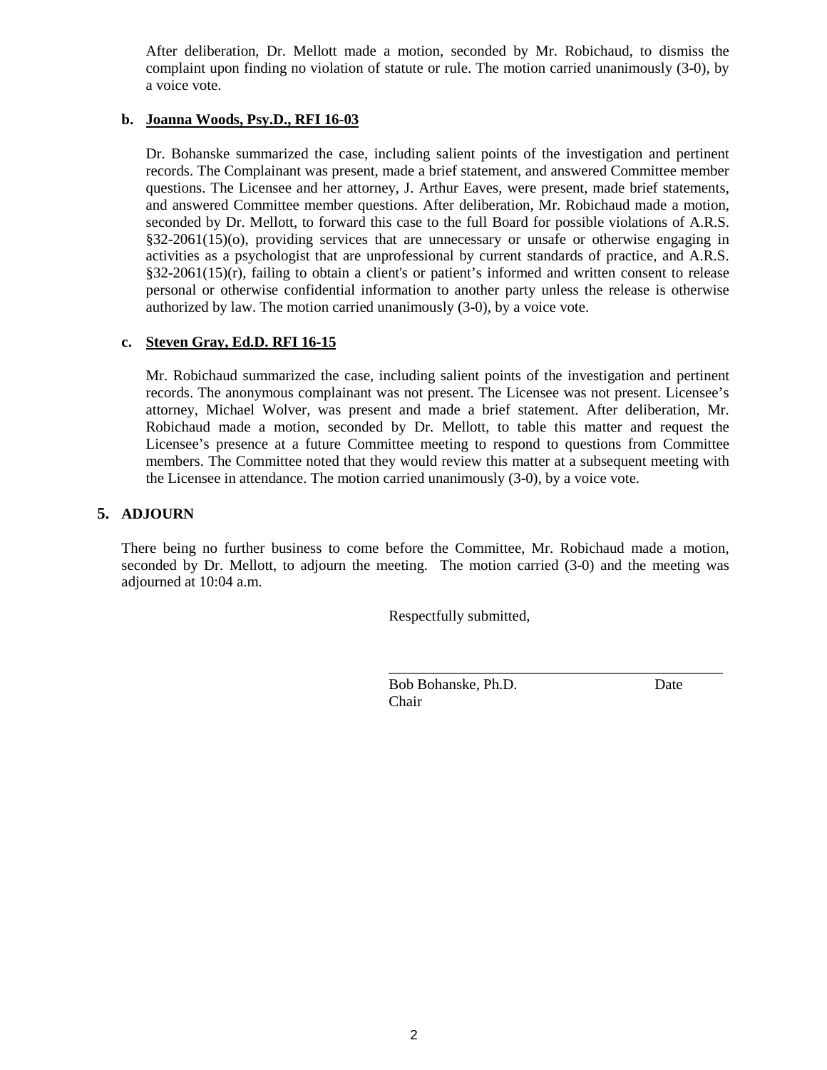After deliberation, Dr. Mellott made a motion, seconded by Mr. Robichaud, to dismiss the complaint upon finding no violation of statute or rule. The motion carried unanimously (3-0), by a voice vote.

**b. Joanna Woods, Psy.D., RFI 16-03**

Dr. Bohanske summarized the case, including salient points of the investigation and pertinent records. The Complainant was present, made a brief statement, and answered Committee member questions. The Licensee and her attorney, J. Arthur Eaves, were present, made brief statements, and answered Committee member questions. After deliberation, Mr. Robichaud made a motion, seconded by Dr. Mellott, to forward this case to the full Board for possible violations of A.R.S. §32-2061(15)(o), providing services that are unnecessary or unsafe or otherwise engaging in activities as a psychologist that are unprofessional by current standards of practice, and A.R.S. §32-2061(15)(r), failing to obtain a client's or patient's informed and written consent to release personal or otherwise confidential information to another party unless the release is otherwise authorized by law. The motion carried unanimously (3-0), by a voice vote.

**c. Steven Gray, Ed.D. RFI 16-15**

Mr. Robichaud summarized the case, including salient points of the investigation and pertinent records. The anonymous complainant was not present. The Licensee was not present. Licensee's attorney, Michael Wolver, was present and made a brief statement. After deliberation, Mr. Robichaud made a motion, seconded by Dr. Mellott, to table this matter and request the Licensee's presence at a future Committee meeting to respond to questions from Committee members. The Committee noted that they would review this matter at a subsequent meeting with the Licensee in attendance. The motion carried unanimously (3-0), by a voice vote.

## 5. ADJOURN

There being no further business to come before the Committee, Mr. Robichaud made a motion, seconded by Dr. Mellott, to adjourn the meeting. The motion carried (3-0) and the meeting was adjourned at 10:04 a.m.

Respectfully submitted,

\_\_\_\_\_\_\_\_\_\_\_\_\_\_\_\_\_\_\_\_\_\_\_\_\_\_\_\_\_\_\_\_\_\_\_\_\_\_\_\_\_\_\_\_\_

Bob Bohanske, Ph.D. Date
Chair